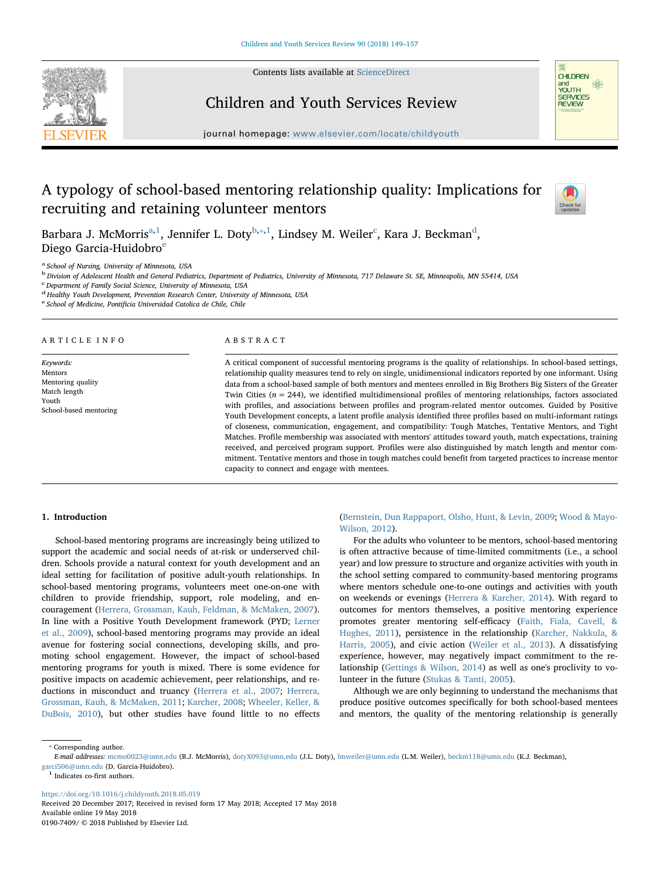# A typology of school-based mentoring relationship quality: Implications for recruiting and retaining volunteer mentors

Barbara J. McMorris[a,1], Jennifer L. Doty[b,*,1], Lindsey M. Weiler[c], Kara J. Beckman[d], Diego Garcia-Huidobro[e]

[a] School of Nursing, University of Minnesota, USA
[b] Division of Adolescent Health and General Pediatrics, Department of Pediatrics, University of Minnesota, 717 Delaware St. SE, Minneapolis, MN 55414, USA
[c] Department of Family Social Science, University of Minnesota, USA
[d] Healthy Youth Development, Prevention Research Center, University of Minnesota, USA
[e] School of Medicine, Pontificia Universidad Catolica de Chile, Chile

## ARTICLE INFO

*Keywords:*
Mentors
Mentoring quality
Match length
Youth
School-based mentoring

## ABSTRACT

A critical component of successful mentoring programs is the quality of relationships. In school-based settings, relationship quality measures tend to rely on single, unidimensional indicators reported by one informant. Using data from a school-based sample of both mentors and mentees enrolled in Big Brothers Big Sisters of the Greater Twin Cities ($n$ = 244), we identified multidimensional profiles of mentoring relationships, factors associated with profiles, and associations between profiles and program-related mentor outcomes. Guided by Positive Youth Development concepts, a latent profile analysis identified three profiles based on multi-informant ratings of closeness, communication, engagement, and compatibility: Tough Matches, Tentative Mentors, and Tight Matches. Profile membership was associated with mentors' attitudes toward youth, match expectations, training received, and perceived program support. Profiles were also distinguished by match length and mentor commitment. Tentative mentors and those in tough matches could benefit from targeted practices to increase mentor capacity to connect and engage with mentees.

## 1. Introduction

School-based mentoring programs are increasingly being utilized to support the academic and social needs of at-risk or underserved children. Schools provide a natural context for youth development and an ideal setting for facilitation of positive adult-youth relationships. In school-based mentoring programs, volunteers meet one-on-one with children to provide friendship, support, role modeling, and encouragement (Herrera, Grossman, Kauh, Feldman, & McMaken, 2007). In line with a Positive Youth Development framework (PYD; Lerner et al., 2009), school-based mentoring programs may provide an ideal avenue for fostering social connections, developing skills, and promoting school engagement. However, the impact of school-based mentoring programs for youth is mixed. There is some evidence for positive impacts on academic achievement, peer relationships, and reductions in misconduct and truancy (Herrera et al., 2007; Herrera, Grossman, Kauh, & McMaken, 2011; Karcher, 2008; Wheeler, Keller, & DuBois, 2010), but other studies have found little to no effects (Bernstein, Dun Rappaport, Olsho, Hunt, & Levin, 2009; Wood & Mayo-Wilson, 2012).

For the adults who volunteer to be mentors, school-based mentoring is often attractive because of time-limited commitments (i.e., a school year) and low pressure to structure and organize activities with youth in the school setting compared to community-based mentoring programs where mentors schedule one-to-one outings and activities with youth on weekends or evenings (Herrera & Karcher, 2014). With regard to outcomes for mentors themselves, a positive mentoring experience promotes greater mentoring self-efficacy (Faith, Fiala, Cavell, & Hughes, 2011), persistence in the relationship (Karcher, Nakkula, & Harris, 2005), and civic action (Weiler et al., 2013). A dissatisfying experience, however, may negatively impact commitment to the relationship (Gettings & Wilson, 2014) as well as one's proclivity to volunteer in the future (Stukas & Tanti, 2005).

Although we are only beginning to understand the mechanisms that produce positive outcomes specifically for both school-based mentees and mentors, the quality of the mentoring relationship is generally

---

* Corresponding author.
*E-mail addresses:* mcmo0023@umn.edu (B.J. McMorris), dotyX093@umn.edu (J.L. Doty), lmweiler@umn.edu (L.M. Weiler), beckm118@umn.edu (K.J. Beckman), garci506@umn.edu (D. Garcia-Huidobro).
[1] Indicates co-first authors.

https://doi.org/10.1016/j.childyouth.2018.05.019
Received 20 December 2017; Received in revised form 17 May 2018; Accepted 17 May 2018
Available online 19 May 2018
0190-7409/ © 2018 Published by Elsevier Ltd.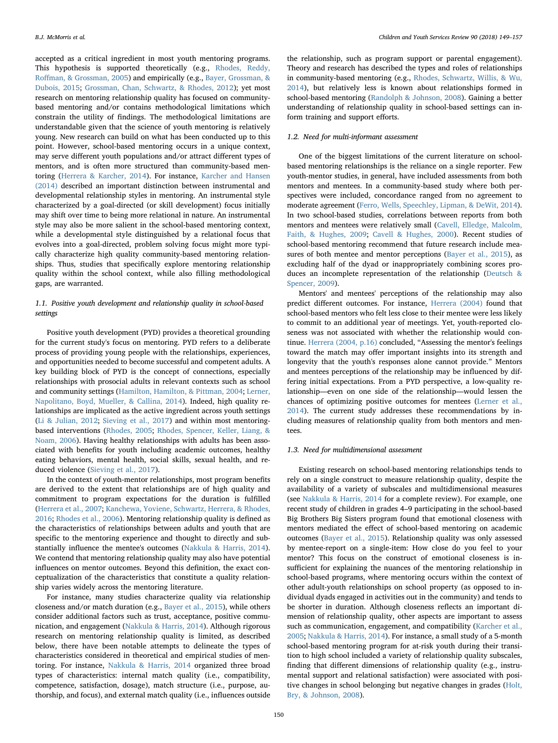accepted as a critical ingredient in most youth mentoring programs. This hypothesis is supported theoretically (e.g., Rhodes, Reddy, Roffman, & Grossman, 2005) and empirically (e.g., Bayer, Grossman, & Dubois, 2015; Grossman, Chan, Schwartz, & Rhodes, 2012); yet most research on mentoring relationship quality has focused on community-based mentoring and/or contains methodological limitations which constrain the utility of findings. The methodological limitations are understandable given that the science of youth mentoring is relatively young. New research can build on what has been conducted up to this point. However, school-based mentoring occurs in a unique context, may serve different youth populations and/or attract different types of mentors, and is often more structured than community-based mentoring (Herrera & Karcher, 2014). For instance, Karcher and Hansen (2014) described an important distinction between instrumental and developmental relationship styles in mentoring. An instrumental style characterized by a goal-directed (or skill development) focus initially may shift over time to being more relational in nature. An instrumental style may also be more salient in the school-based mentoring context, while a developmental style distinguished by a relational focus that evolves into a goal-directed, problem solving focus might more typically characterize high quality community-based mentoring relationships. Thus, studies that specifically explore mentoring relationship quality within the school context, while also filling methodological gaps, are warranted.

### 1.1. Positive youth development and relationship quality in school-based settings

Positive youth development (PYD) provides a theoretical grounding for the current study's focus on mentoring. PYD refers to a deliberate process of providing young people with the relationships, experiences, and opportunities needed to become successful and competent adults. A key building block of PYD is the concept of connections, especially relationships with prosocial adults in relevant contexts such as school and community settings (Hamilton, Hamilton, & Pittman, 2004; Lerner, Napolitano, Boyd, Mueller, & Callina, 2014). Indeed, high quality relationships are implicated as the active ingredient across youth settings (Li & Julian, 2012; Sieving et al., 2017) and within most mentoring-based interventions (Rhodes, 2005; Rhodes, Spencer, Keller, Liang, & Noam, 2006). Having healthy relationships with adults has been associated with benefits for youth including academic outcomes, healthy eating behaviors, mental health, social skills, sexual health, and reduced violence (Sieving et al., 2017).

In the context of youth-mentor relationships, most program benefits are derived to the extent that relationships are of high quality and commitment to program expectations for the duration is fulfilled (Herrera et al., 2007; Kanchewa, Yoviene, Schwartz, Herrera, & Rhodes, 2016; Rhodes et al., 2006). Mentoring relationship quality is defined as the characteristics of relationships between adults and youth that are specific to the mentoring experience and thought to directly and substantially influence the mentee's outcomes (Nakkula & Harris, 2014). We contend that mentoring relationship quality may also have potential influences on mentor outcomes. Beyond this definition, the exact conceptualization of the characteristics that constitute a quality relationship varies widely across the mentoring literature.

For instance, many studies characterize quality via relationship closeness and/or match duration (e.g., Bayer et al., 2015), while others consider additional factors such as trust, acceptance, positive communication, and engagement (Nakkula & Harris, 2014). Although rigorous research on mentoring relationship quality is limited, as described below, there have been notable attempts to delineate the types of characteristics considered in theoretical and empirical studies of mentoring. For instance, Nakkula & Harris, 2014 organized three broad types of characteristics: internal match quality (i.e., compatibility, competence, satisfaction, dosage), match structure (i.e., purpose, authorship, and focus), and external match quality (i.e., influences outside the relationship, such as program support or parental engagement). Theory and research has described the types and roles of relationships in community-based mentoring (e.g., Rhodes, Schwartz, Willis, & Wu, 2014), but relatively less is known about relationships formed in school-based mentoring (Randolph & Johnson, 2008). Gaining a better understanding of relationship quality in school-based settings can inform training and support efforts.

### 1.2. Need for multi-informant assessment

One of the biggest limitations of the current literature on school-based mentoring relationships is the reliance on a single reporter. Few youth-mentor studies, in general, have included assessments from both mentors and mentees. In a community-based study where both perspectives were included, concordance ranged from no agreement to moderate agreement (Ferro, Wells, Speechley, Lipman, & DeWit, 2014). In two school-based studies, correlations between reports from both mentors and mentees were relatively small (Cavell, Elledge, Malcolm, Faith, & Hughes, 2009; Cavell & Hughes, 2000). Recent studies of school-based mentoring recommend that future research include measures of both mentee and mentor perceptions (Bayer et al., 2015), as excluding half of the dyad or inappropriately combining scores produces an incomplete representation of the relationship (Deutsch & Spencer, 2009).

Mentors' and mentees' perceptions of the relationship may also predict different outcomes. For instance, Herrera (2004) found that school-based mentors who felt less close to their mentee were less likely to commit to an additional year of meetings. Yet, youth-reported closeness was not associated with whether the relationship would continue. Herrera (2004, p.16) concluded, "Assessing the mentor's feelings toward the match may offer important insights into its strength and longevity that the youth's responses alone cannot provide." Mentors and mentees perceptions of the relationship may be influenced by differing initial expectations. From a PYD perspective, a low-quality relationship—even on one side of the relationship—would lessen the chances of optimizing positive outcomes for mentees (Lerner et al., 2014). The current study addresses these recommendations by including measures of relationship quality from both mentors and mentees.

### 1.3. Need for multidimensional assessment

Existing research on school-based mentoring relationships tends to rely on a single construct to measure relationship quality, despite the availability of a variety of subscales and multidimensional measures (see Nakkula & Harris, 2014 for a complete review). For example, one recent study of children in grades 4–9 participating in the school-based Big Brothers Big Sisters program found that emotional closeness with mentors mediated the effect of school-based mentoring on academic outcomes (Bayer et al., 2015). Relationship quality was only assessed by mentee-report on a single-item: How close do you feel to your mentor? This focus on the construct of emotional closeness is insufficient for explaining the nuances of the mentoring relationship in school-based programs, where mentoring occurs within the context of other adult-youth relationships on school property (as opposed to individual dyads engaged in activities out in the community) and tends to be shorter in duration. Although closeness reflects an important dimension of relationship quality, other aspects are important to assess such as communication, engagement, and compatibility (Karcher et al., 2005; Nakkula & Harris, 2014). For instance, a small study of a 5-month school-based mentoring program for at-risk youth during their transition to high school included a variety of relationship quality subscales, finding that different dimensions of relationship quality (e.g., instrumental support and relational satisfaction) were associated with positive changes in school belonging but negative changes in grades (Holt, Bry, & Johnson, 2008).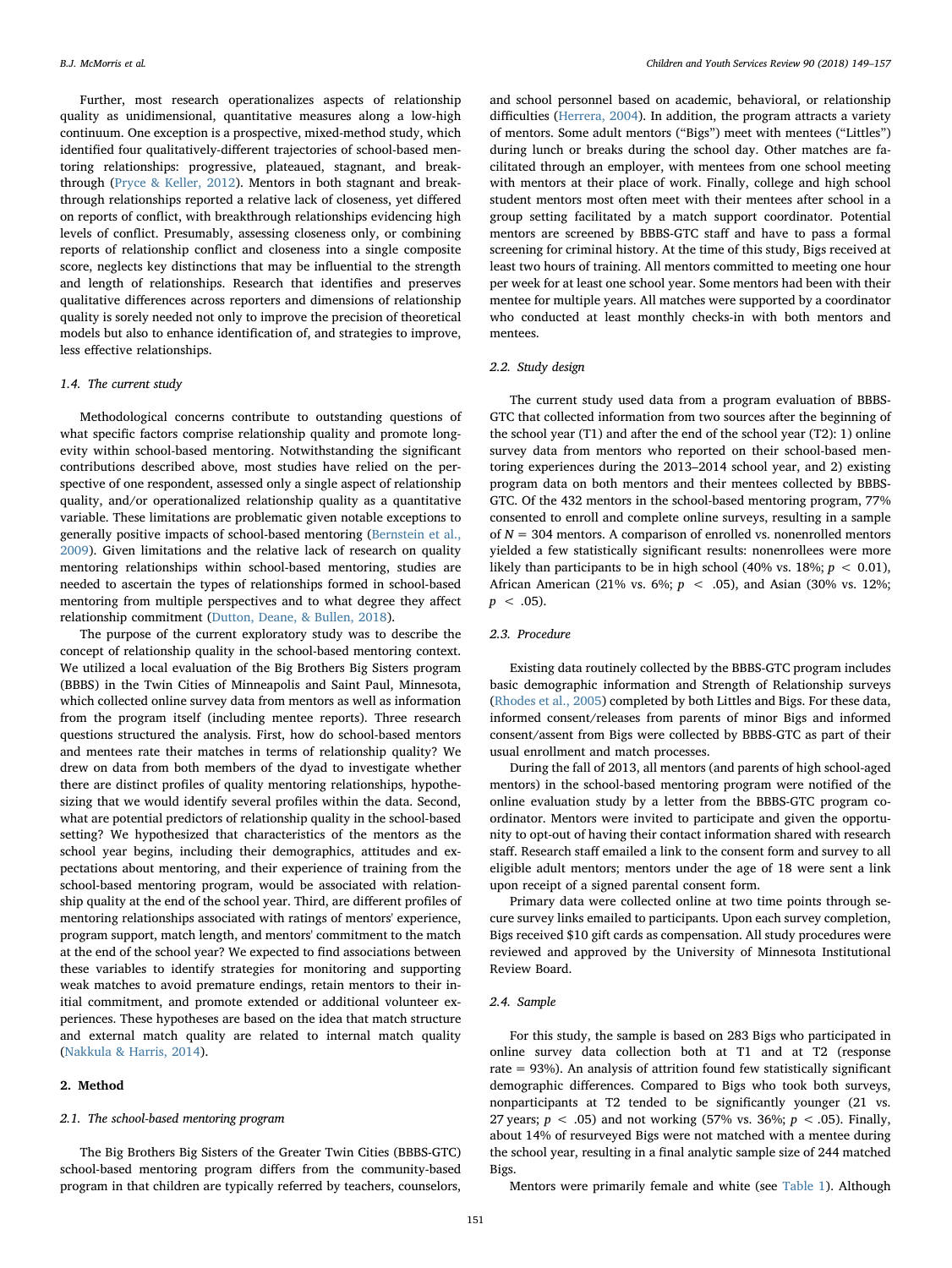Further, most research operationalizes aspects of relationship quality as unidimensional, quantitative measures along a low-high continuum. One exception is a prospective, mixed-method study, which identified four qualitatively-different trajectories of school-based mentoring relationships: progressive, plateaued, stagnant, and breakthrough (Pryce & Keller, 2012). Mentors in both stagnant and breakthrough relationships reported a relative lack of closeness, yet differed on reports of conflict, with breakthrough relationships evidencing high levels of conflict. Presumably, assessing closeness only, or combining reports of relationship conflict and closeness into a single composite score, neglects key distinctions that may be influential to the strength and length of relationships. Research that identifies and preserves qualitative differences across reporters and dimensions of relationship quality is sorely needed not only to improve the precision of theoretical models but also to enhance identification of, and strategies to improve, less effective relationships.

### 1.4. The current study

Methodological concerns contribute to outstanding questions of what specific factors comprise relationship quality and promote longevity within school-based mentoring. Notwithstanding the significant contributions described above, most studies have relied on the perspective of one respondent, assessed only a single aspect of relationship quality, and/or operationalized relationship quality as a quantitative variable. These limitations are problematic given notable exceptions to generally positive impacts of school-based mentoring (Bernstein et al., 2009). Given limitations and the relative lack of research on quality mentoring relationships within school-based mentoring, studies are needed to ascertain the types of relationships formed in school-based mentoring from multiple perspectives and to what degree they affect relationship commitment (Dutton, Deane, & Bullen, 2018).

The purpose of the current exploratory study was to describe the concept of relationship quality in the school-based mentoring context. We utilized a local evaluation of the Big Brothers Big Sisters program (BBBS) in the Twin Cities of Minneapolis and Saint Paul, Minnesota, which collected online survey data from mentors as well as information from the program itself (including mentee reports). Three research questions structured the analysis. First, how do school-based mentors and mentees rate their matches in terms of relationship quality? We drew on data from both members of the dyad to investigate whether there are distinct profiles of quality mentoring relationships, hypothesizing that we would identify several profiles within the data. Second, what are potential predictors of relationship quality in the school-based setting? We hypothesized that characteristics of the mentors as the school year begins, including their demographics, attitudes and expectations about mentoring, and their experience of training from the school-based mentoring program, would be associated with relationship quality at the end of the school year. Third, are different profiles of mentoring relationships associated with ratings of mentors' experience, program support, match length, and mentors' commitment to the match at the end of the school year? We expected to find associations between these variables to identify strategies for monitoring and supporting weak matches to avoid premature endings, retain mentors to their initial commitment, and promote extended or additional volunteer experiences. These hypotheses are based on the idea that match structure and external match quality are related to internal match quality (Nakkula & Harris, 2014).

## 2. Method

### 2.1. The school-based mentoring program

The Big Brothers Big Sisters of the Greater Twin Cities (BBBS-GTC) school-based mentoring program differs from the community-based program in that children are typically referred by teachers, counselors, and school personnel based on academic, behavioral, or relationship difficulties (Herrera, 2004). In addition, the program attracts a variety of mentors. Some adult mentors ("Bigs") meet with mentees ("Littles") during lunch or breaks during the school day. Other matches are facilitated through an employer, with mentees from one school meeting with mentors at their place of work. Finally, college and high school student mentors most often meet with their mentees after school in a group setting facilitated by a match support coordinator. Potential mentors are screened by BBBS-GTC staff and have to pass a formal screening for criminal history. At the time of this study, Bigs received at least two hours of training. All mentors committed to meeting one hour per week for at least one school year. Some mentors had been with their mentee for multiple years. All matches were supported by a coordinator who conducted at least monthly checks-in with both mentors and mentees.

### 2.2. Study design

The current study used data from a program evaluation of BBBS-GTC that collected information from two sources after the beginning of the school year (T1) and after the end of the school year (T2): 1) online survey data from mentors who reported on their school-based mentoring experiences during the 2013–2014 school year, and 2) existing program data on both mentors and their mentees collected by BBBS-GTC. Of the 432 mentors in the school-based mentoring program, 77% consented to enroll and complete online surveys, resulting in a sample of $N = 304$ mentors. A comparison of enrolled vs. nonenrolled mentors yielded a few statistically significant results: nonenrollees were more likely than participants to be in high school (40% vs. 18%; $p < 0.01$), African American (21% vs. 6%; $p < .05$), and Asian (30% vs. 12%; $p < .05$).

### 2.3. Procedure

Existing data routinely collected by the BBBS-GTC program includes basic demographic information and Strength of Relationship surveys (Rhodes et al., 2005) completed by both Littles and Bigs. For these data, informed consent/releases from parents of minor Bigs and informed consent/assent from Bigs were collected by BBBS-GTC as part of their usual enrollment and match processes.

During the fall of 2013, all mentors (and parents of high school-aged mentors) in the school-based mentoring program were notified of the online evaluation study by a letter from the BBBS-GTC program coordinator. Mentors were invited to participate and given the opportunity to opt-out of having their contact information shared with research staff. Research staff emailed a link to the consent form and survey to all eligible adult mentors; mentors under the age of 18 were sent a link upon receipt of a signed parental consent form.

Primary data were collected online at two time points through secure survey links emailed to participants. Upon each survey completion, Bigs received $10 gift cards as compensation. All study procedures were reviewed and approved by the University of Minnesota Institutional Review Board.

### 2.4. Sample

For this study, the sample is based on 283 Bigs who participated in online survey data collection both at T1 and at T2 (response rate = 93%). An analysis of attrition found few statistically significant demographic differences. Compared to Bigs who took both surveys, nonparticipants at T2 tended to be significantly younger (21 vs. 27 years; $p < .05$) and not working (57% vs. 36%; $p < .05$). Finally, about 14% of resurveyed Bigs were not matched with a mentee during the school year, resulting in a final analytic sample size of 244 matched Bigs.

Mentors were primarily female and white (see Table 1). Although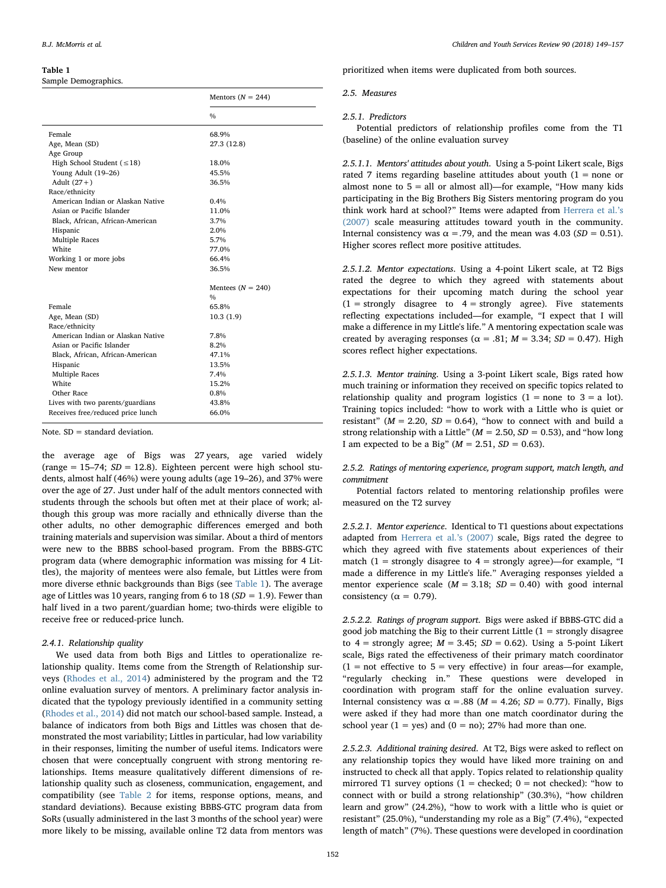**Table 1**
Sample Demographics.

| | Mentors ($N$ = 244) |
|---|---|
| | % |
| Female | 68.9% |
| Age, Mean (SD) | 27.3 (12.8) |
| Age Group | |
| High School Student (≤18) | 18.0% |
| Young Adult (19–26) | 45.5% |
| Adult (27+) | 36.5% |
| Race/ethnicity | |
| American Indian or Alaskan Native | 0.4% |
| Asian or Pacific Islander | 11.0% |
| Black, African, African-American | 3.7% |
| Hispanic | 2.0% |
| Multiple Races | 5.7% |
| White | 77.0% |
| Working 1 or more jobs | 66.4% |
| New mentor | 36.5% |
| | Mentees ($N$ = 240) |
| | % |
| Female | 65.8% |
| Age, Mean (SD) | 10.3 (1.9) |
| Race/ethnicity | |
| American Indian or Alaskan Native | 7.8% |
| Asian or Pacific Islander | 8.2% |
| Black, African, African-American | 47.1% |
| Hispanic | 13.5% |
| Multiple Races | 7.4% |
| White | 15.2% |
| Other Race | 0.8% |
| Lives with two parents/guardians | 43.8% |
| Receives free/reduced price lunch | 66.0% |

Note. SD = standard deviation.

the average age of Bigs was 27 years, age varied widely (range = 15–74; $SD$ = 12.8). Eighteen percent were high school students, almost half (46%) were young adults (age 19–26), and 37% were over the age of 27. Just under half of the adult mentors connected with students through the schools but often met at their place of work; although this group was more racially and ethnically diverse than the other adults, no other demographic differences emerged and both training materials and supervision was similar. About a third of mentors were new to the BBBS school-based program. From the BBBS-GTC program data (where demographic information was missing for 4 Littles), the majority of mentees were also female, but Littles were from more diverse ethnic backgrounds than Bigs (see Table 1). The average age of Littles was 10 years, ranging from 6 to 18 ($SD$ = 1.9). Fewer than half lived in a two parent/guardian home; two-thirds were eligible to receive free or reduced-price lunch.

#### 2.4.1. Relationship quality

We used data from both Bigs and Littles to operationalize relationship quality. Items come from the Strength of Relationship surveys (Rhodes et al., 2014) administered by the program and the T2 online evaluation survey of mentors. A preliminary factor analysis indicated that the typology previously identified in a community setting (Rhodes et al., 2014) did not match our school-based sample. Instead, a balance of indicators from both Bigs and Littles was chosen that demonstrated the most variability; Littles in particular, had low variability in their responses, limiting the number of useful items. Indicators were chosen that were conceptually congruent with strong mentoring relationships. Items measure qualitatively different dimensions of relationship quality such as closeness, communication, engagement, and compatibility (see Table 2 for items, response options, means, and standard deviations). Because existing BBBS-GTC program data from SoRs (usually administered in the last 3 months of the school year) were more likely to be missing, available online T2 data from mentors was prioritized when items were duplicated from both sources.

### 2.5. Measures

#### 2.5.1. Predictors

Potential predictors of relationship profiles come from the T1 (baseline) of the online evaluation survey

*2.5.1.1. Mentors' attitudes about youth.* Using a 5-point Likert scale, Bigs rated 7 items regarding baseline attitudes about youth (1 = none or almost none to 5 = all or almost all)—for example, "How many kids participating in the Big Brothers Big Sisters mentoring program do you think work hard at school?" Items were adapted from Herrera et al.'s (2007) scale measuring attitudes toward youth in the community. Internal consistency was α = .79, and the mean was 4.03 ($SD$ = 0.51). Higher scores reflect more positive attitudes.

*2.5.1.2. Mentor expectations.* Using a 4-point Likert scale, at T2 Bigs rated the degree to which they agreed with statements about expectations for their upcoming match during the school year (1 = strongly disagree to 4 = strongly agree). Five statements reflecting expectations included—for example, "I expect that I will make a difference in my Little's life." A mentoring expectation scale was created by averaging responses (α = .81; $M$ = 3.34; $SD$ = 0.47). High scores reflect higher expectations.

*2.5.1.3. Mentor training.* Using a 3-point Likert scale, Bigs rated how much training or information they received on specific topics related to relationship quality and program logistics (1 = none to 3 = a lot). Training topics included: "how to work with a Little who is quiet or resistant" ($M$ = 2.20, $SD$ = 0.64), "how to connect with and build a strong relationship with a Little" ($M$ = 2.50, $SD$ = 0.53), and "how long I am expected to be a Big" ($M$ = 2.51, $SD$ = 0.63).

#### 2.5.2. Ratings of mentoring experience, program support, match length, and commitment

Potential factors related to mentoring relationship profiles were measured on the T2 survey

*2.5.2.1. Mentor experience.* Identical to T1 questions about expectations adapted from Herrera et al.'s (2007) scale, Bigs rated the degree to which they agreed with five statements about experiences of their match (1 = strongly disagree to 4 = strongly agree)—for example, "I made a difference in my Little's life." Averaging responses yielded a mentor experience scale ($M$ = 3.18; $SD$ = 0.40) with good internal consistency (α = 0.79).

*2.5.2.2. Ratings of program support.* Bigs were asked if BBBS-GTC did a good job matching the Big to their current Little (1 = strongly disagree to 4 = strongly agree; $M$ = 3.45; $SD$ = 0.62). Using a 5-point Likert scale, Bigs rated the effectiveness of their primary match coordinator (1 = not effective to 5 = very effective) in four areas—for example, "regularly checking in." These questions were developed in coordination with program staff for the online evaluation survey. Internal consistency was α = .88 ($M$ = 4.26; $SD$ = 0.77). Finally, Bigs were asked if they had more than one match coordinator during the school year (1 = yes) and (0 = no); 27% had more than one.

*2.5.2.3. Additional training desired.* At T2, Bigs were asked to reflect on any relationship topics they would have liked more training on and instructed to check all that apply. Topics related to relationship quality mirrored T1 survey options (1 = checked; 0 = not checked): "how to connect with or build a strong relationship" (30.3%), "how children learn and grow" (24.2%), "how to work with a little who is quiet or resistant" (25.0%), "understanding my role as a Big" (7.4%), "expected length of match" (7%). These questions were developed in coordination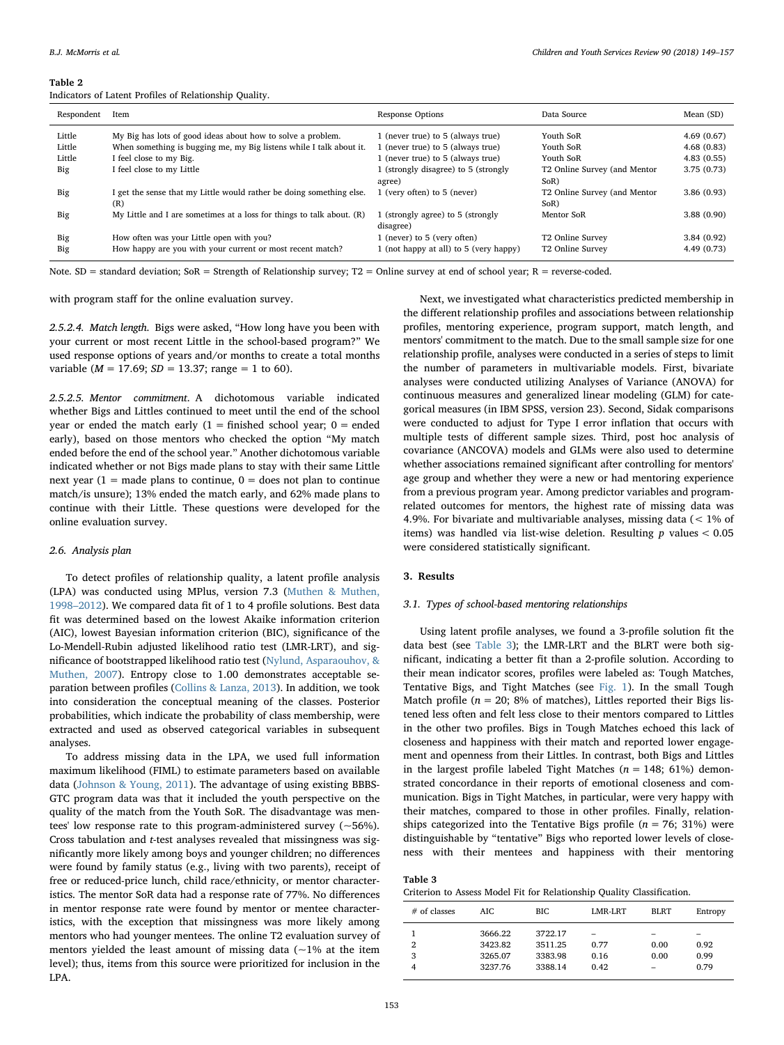**Table 2**
Indicators of Latent Profiles of Relationship Quality.

| Respondent | Item | Response Options | Data Source | Mean (SD) |
|---|---|---|---|---|
| Little | My Big has lots of good ideas about how to solve a problem. | 1 (never true) to 5 (always true) | Youth SoR | 4.69 (0.67) |
| Little | When something is bugging me, my Big listens while I talk about it. | 1 (never true) to 5 (always true) | Youth SoR | 4.68 (0.83) |
| Little | I feel close to my Big. | 1 (never true) to 5 (always true) | Youth SoR | 4.83 (0.55) |
| Big | I feel close to my Little | 1 (strongly disagree) to 5 (strongly agree) | T2 Online Survey (and Mentor SoR) | 3.75 (0.73) |
| Big | I get the sense that my Little would rather be doing something else. (R) | 1 (very often) to 5 (never) | T2 Online Survey (and Mentor SoR) | 3.86 (0.93) |
| Big | My Little and I are sometimes at a loss for things to talk about. (R) | 1 (strongly agree) to 5 (strongly disagree) | Mentor SoR | 3.88 (0.90) |
| Big | How often was your Little open with you? | 1 (never) to 5 (very often) | T2 Online Survey | 3.84 (0.92) |
| Big | How happy are you with your current or most recent match? | 1 (not happy at all) to 5 (very happy) | T2 Online Survey | 4.49 (0.73) |

Note. SD = standard deviation; SoR = Strength of Relationship survey; T2 = Online survey at end of school year; R = reverse-coded.

with program staff for the online evaluation survey.

*2.5.2.4. Match length.* Bigs were asked, "How long have you been with your current or most recent Little in the school-based program?" We used response options of years and/or months to create a total months variable ($M = 17.69$; $SD = 13.37$; range = 1 to 60).

*2.5.2.5. Mentor commitment.* A dichotomous variable indicated whether Bigs and Littles continued to meet until the end of the school year or ended the match early (1 = finished school year; 0 = ended early), based on those mentors who checked the option "My match ended before the end of the school year." Another dichotomous variable indicated whether or not Bigs made plans to stay with their same Little next year (1 = made plans to continue, 0 = does not plan to continue match/is unsure); 13% ended the match early, and 62% made plans to continue with their Little. These questions were developed for the online evaluation survey.

### 2.6. Analysis plan

To detect profiles of relationship quality, a latent profile analysis (LPA) was conducted using MPlus, version 7.3 (Muthen & Muthen, 1998–2012). We compared data fit of 1 to 4 profile solutions. Best data fit was determined based on the lowest Akaike information criterion (AIC), lowest Bayesian information criterion (BIC), significance of the Lo-Mendell-Rubin adjusted likelihood ratio test (LMR-LRT), and significance of bootstrapped likelihood ratio test (Nylund, Asparaouhov, & Muthen, 2007). Entropy close to 1.00 demonstrates acceptable separation between profiles (Collins & Lanza, 2013). In addition, we took into consideration the conceptual meaning of the classes. Posterior probabilities, which indicate the probability of class membership, were extracted and used as observed categorical variables in subsequent analyses.

To address missing data in the LPA, we used full information maximum likelihood (FIML) to estimate parameters based on available data (Johnson & Young, 2011). The advantage of using existing BBBS-GTC program data was that it included the youth perspective on the quality of the match from the Youth SoR. The disadvantage was mentees' low response rate to this program-administered survey (~56%). Cross tabulation and *t*-test analyses revealed that missingness was significantly more likely among boys and younger children; no differences were found by family status (e.g., living with two parents), receipt of free or reduced-price lunch, child race/ethnicity, or mentor characteristics. The mentor SoR data had a response rate of 77%. No differences in mentor response rate were found by mentor or mentee characteristics, with the exception that missingness was more likely among mentors who had younger mentees. The online T2 evaluation survey of mentors yielded the least amount of missing data (~1% at the item level); thus, items from this source were prioritized for inclusion in the LPA.

Next, we investigated what characteristics predicted membership in the different relationship profiles and associations between relationship profiles, mentoring experience, program support, match length, and mentors' commitment to the match. Due to the small sample size for one relationship profile, analyses were conducted in a series of steps to limit the number of parameters in multivariable models. First, bivariate analyses were conducted utilizing Analyses of Variance (ANOVA) for continuous measures and generalized linear modeling (GLM) for categorical measures (in IBM SPSS, version 23). Second, Sidak comparisons were conducted to adjust for Type I error inflation that occurs with multiple tests of different sample sizes. Third, post hoc analysis of covariance (ANCOVA) models and GLMs were also used to determine whether associations remained significant after controlling for mentors' age group and whether they were a new or had mentoring experience from a previous program year. Among predictor variables and program-related outcomes for mentors, the highest rate of missing data was 4.9%. For bivariate and multivariable analyses, missing data (< 1% of items) was handled via list-wise deletion. Resulting $p$ values $< 0.05$ were considered statistically significant.

## 3. Results

### 3.1. Types of school-based mentoring relationships

Using latent profile analyses, we found a 3-profile solution fit the data best (see Table 3); the LMR-LRT and the BLRT were both significant, indicating a better fit than a 2-profile solution. According to their mean indicator scores, profiles were labeled as: Tough Matches, Tentative Bigs, and Tight Matches (see Fig. 1). In the small Tough Match profile ($n = 20$; 8% of matches), Littles reported their Bigs listened less often and felt less close to their mentors compared to Littles in the other two profiles. Bigs in Tough Matches echoed this lack of closeness and happiness with their match and reported lower engagement and openness from their Littles. In contrast, both Bigs and Littles in the largest profile labeled Tight Matches ($n = 148$; 61%) demonstrated concordance in their reports of emotional closeness and communication. Bigs in Tight Matches, in particular, were very happy with their matches, compared to those in other profiles. Finally, relationships categorized into the Tentative Bigs profile ($n = 76$; 31%) were distinguishable by "tentative" Bigs who reported lower levels of closeness with their mentees and happiness with their mentoring

**Table 3**
Criterion to Assess Model Fit for Relationship Quality Classification.

| # of classes | AIC | BIC | LMR-LRT | BLRT | Entropy |
|---|---|---|---|---|---|
| 1 | 3666.22 | 3722.17 | – | – | – |
| 2 | 3423.82 | 3511.25 | 0.77 | 0.00 | 0.92 |
| 3 | 3265.07 | 3383.98 | 0.16 | 0.00 | 0.99 |
| 4 | 3237.76 | 3388.14 | 0.42 | – | 0.79 |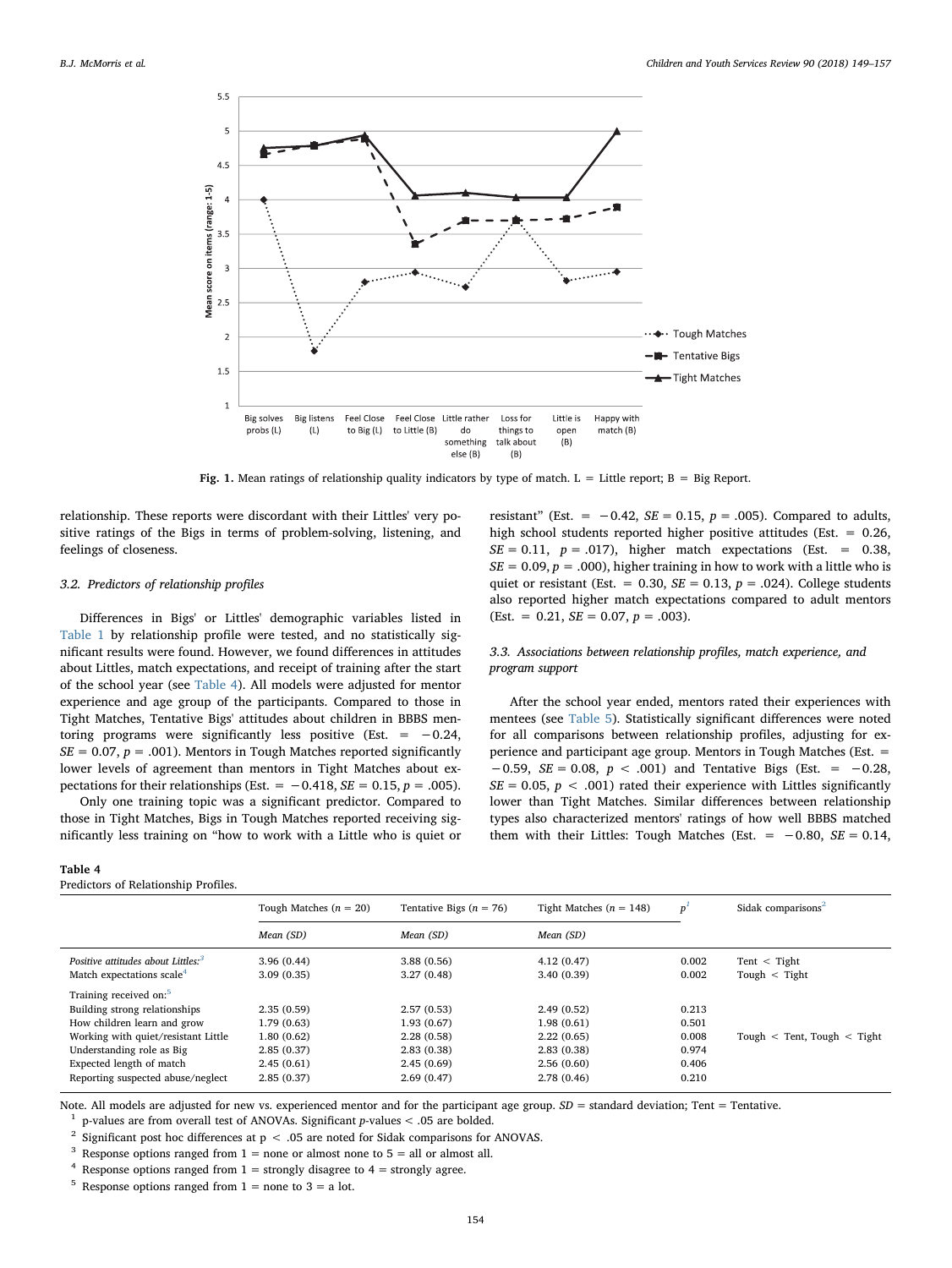**Fig. 1.** Mean ratings of relationship quality indicators by type of match. L = Little report; B = Big Report.

relationship. These reports were discordant with their Littles' very positive ratings of the Bigs in terms of problem-solving, listening, and feelings of closeness.

### 3.2. Predictors of relationship profiles

Differences in Bigs' or Littles' demographic variables listed in Table 1 by relationship profile were tested, and no statistically significant results were found. However, we found differences in attitudes about Littles, match expectations, and receipt of training after the start of the school year (see Table 4). All models were adjusted for mentor experience and age group of the participants. Compared to those in Tight Matches, Tentative Bigs' attitudes about children in BBBS mentoring programs were significantly less positive (Est. = −0.24, $SE = 0.07$, $p = .001$). Mentors in Tough Matches reported significantly lower levels of agreement than mentors in Tight Matches about expectations for their relationships (Est. = −0.418, $SE = 0.15$, $p = .005$).

Only one training topic was a significant predictor. Compared to those in Tight Matches, Bigs in Tough Matches reported receiving significantly less training on "how to work with a Little who is quiet or resistant" (Est. = −0.42, $SE = 0.15$, $p = .005$). Compared to adults, high school students reported higher positive attitudes (Est. = 0.26, $SE = 0.11$, $p = .017$), higher match expectations (Est. = 0.38, $SE = 0.09$, $p = .000$), higher training in how to work with a little who is quiet or resistant (Est. = 0.30, $SE = 0.13$, $p = .024$). College students also reported higher match expectations compared to adult mentors (Est. = 0.21, $SE = 0.07$, $p = .003$).

### 3.3. Associations between relationship profiles, match experience, and program support

After the school year ended, mentors rated their experiences with mentees (see Table 5). Statistically significant differences were noted for all comparisons between relationship profiles, adjusting for experience and participant age group. Mentors in Tough Matches (Est. = −0.59, $SE = 0.08$, $p < .001$) and Tentative Bigs (Est. = −0.28, $SE = 0.05$, $p < .001$) rated their experience with Littles significantly lower than Tight Matches. Similar differences between relationship types also characterized mentors' ratings of how well BBBS matched them with their Littles: Tough Matches (Est. = −0.80, $SE = 0.14$,

**Table 4**
Predictors of Relationship Profiles.

| | Tough Matches ($n = 20$) | Tentative Bigs ($n = 76$) | Tight Matches ($n = 148$) | $p$[1] | Sidak comparisons[2] |
|---|---|---|---|---|---|
| | *Mean (SD)* | *Mean (SD)* | *Mean (SD)* | | |
| *Positive attitudes about Littles:*[3] | 3.96 (0.44) | 3.88 (0.56) | 4.12 (0.47) | 0.002 | Tent < Tight |
| Match expectations scale[4] | 3.09 (0.35) | 3.27 (0.48) | 3.40 (0.39) | 0.002 | Tough < Tight |
| Training received on:[5] | | | | | |
| Building strong relationships | 2.35 (0.59) | 2.57 (0.53) | 2.49 (0.52) | 0.213 | |
| How children learn and grow | 1.79 (0.63) | 1.93 (0.67) | 1.98 (0.61) | 0.501 | |
| Working with quiet/resistant Little | 1.80 (0.62) | 2.28 (0.58) | 2.22 (0.65) | 0.008 | Tough < Tent, Tough < Tight |
| Understanding role as Big | 2.85 (0.37) | 2.83 (0.38) | 2.83 (0.38) | 0.974 | |
| Expected length of match | 2.45 (0.61) | 2.45 (0.69) | 2.56 (0.60) | 0.406 | |
| Reporting suspected abuse/neglect | 2.85 (0.37) | 2.69 (0.47) | 2.78 (0.46) | 0.210 | |

Note. All models are adjusted for new vs. experienced mentor and for the participant age group. SD = standard deviation; Tent = Tentative.

[1] p-values are from overall test of ANOVAs. Significant p-values < .05 are bolded.

[2] Significant post hoc differences at p < .05 are noted for Sidak comparisons for ANOVAS.

[3] Response options ranged from 1 = none or almost none to 5 = all or almost all.

[4] Response options ranged from 1 = strongly disagree to 4 = strongly agree.

[5] Response options ranged from 1 = none to 3 = a lot.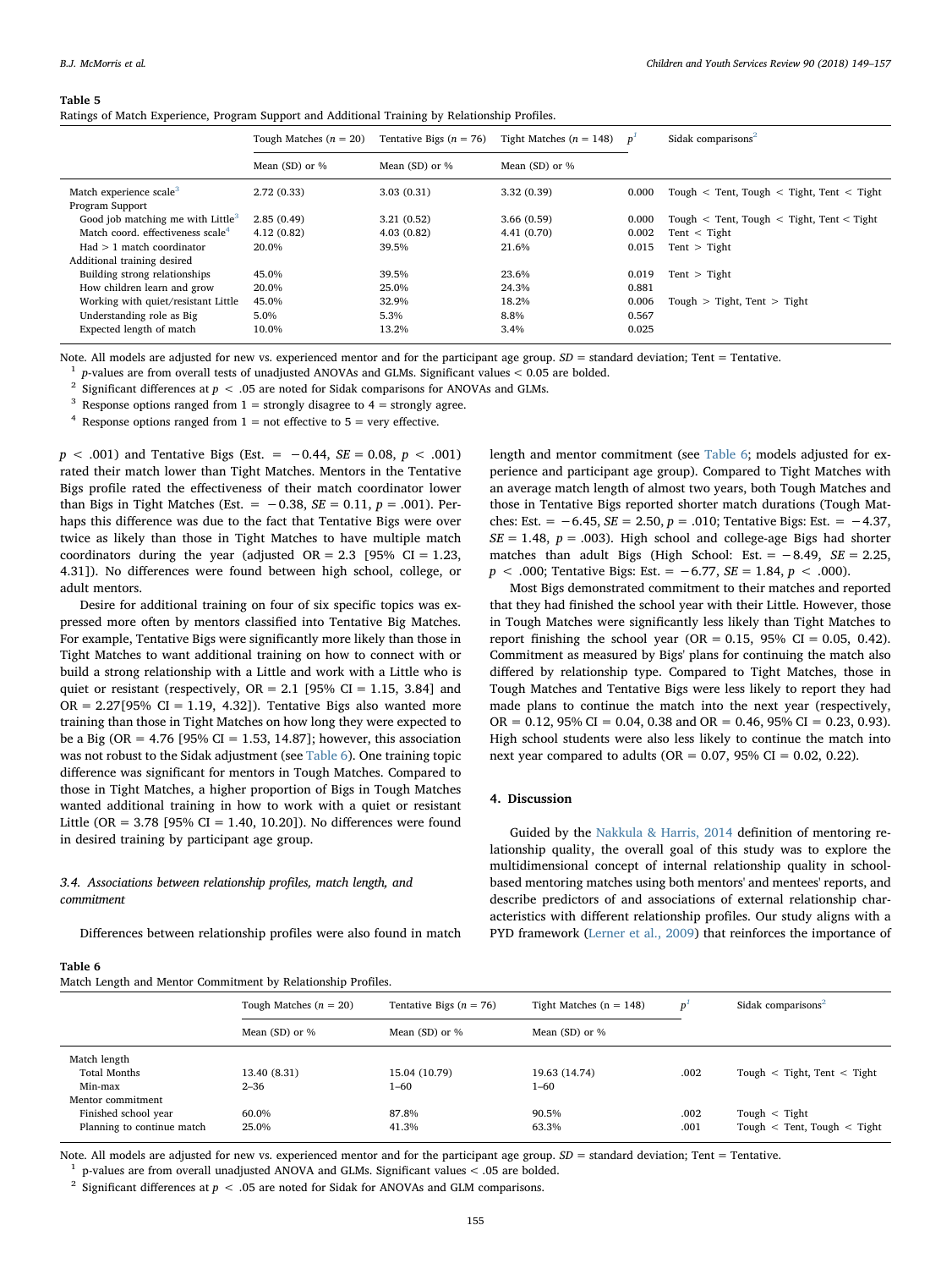**Table 5**
Ratings of Match Experience, Program Support and Additional Training by Relationship Profiles.

| | Tough Matches ($n$ = 20) | Tentative Bigs ($n$ = 76) | Tight Matches ($n$ = 148) | $p$[1] | Sidak comparisons[2] |
|---|---|---|---|---|---|
| | Mean (SD) or % | Mean (SD) or % | Mean (SD) or % | | |
| Match experience scale[3] | 2.72 (0.33) | 3.03 (0.31) | 3.32 (0.39) | 0.000 | Tough < Tent, Tough < Tight, Tent < Tight |
| Program Support | | | | | |
| Good job matching me with Little[3] | 2.85 (0.49) | 3.21 (0.52) | 3.66 (0.59) | 0.000 | Tough < Tent, Tough < Tight, Tent < Tight |
| Match coord. effectiveness scale[4] | 4.12 (0.82) | 4.03 (0.82) | 4.41 (0.70) | 0.002 | Tent < Tight |
| Had > 1 match coordinator | 20.0% | 39.5% | 21.6% | 0.015 | Tent > Tight |
| Additional training desired | | | | | |
| Building strong relationships | 45.0% | 39.5% | 23.6% | 0.019 | Tent > Tight |
| How children learn and grow | 20.0% | 25.0% | 24.3% | 0.881 | |
| Working with quiet/resistant Little | 45.0% | 32.9% | 18.2% | 0.006 | Tough > Tight, Tent > Tight |
| Understanding role as Big | 5.0% | 5.3% | 8.8% | 0.567 | |
| Expected length of match | 10.0% | 13.2% | 3.4% | 0.025 | |

Note. All models are adjusted for new vs. experienced mentor and for the participant age group. *SD* = standard deviation; Tent = Tentative.
[1] *p*-values are from overall tests of unadjusted ANOVAs and GLMs. Significant values < 0.05 are bolded.
[2] Significant differences at $p < .05$ are noted for Sidak comparisons for ANOVAs and GLMs.
[3] Response options ranged from 1 = strongly disagree to 4 = strongly agree.
[4] Response options ranged from 1 = not effective to 5 = very effective.

$p < .001$) and Tentative Bigs (Est. = −0.44, *SE* = 0.08, $p < .001$) rated their match lower than Tight Matches. Mentors in the Tentative Bigs profile rated the effectiveness of their match coordinator lower than Bigs in Tight Matches (Est. = −0.38, *SE* = 0.11, *p* = .001). Perhaps this difference was due to the fact that Tentative Bigs were over twice as likely than those in Tight Matches to have multiple match coordinators during the year (adjusted OR = 2.3 [95% CI = 1.23, 4.31]). No differences were found between high school, college, or adult mentors.

Desire for additional training on four of six specific topics was expressed more often by mentors classified into Tentative Big Matches. For example, Tentative Bigs were significantly more likely than those in Tight Matches to want additional training on how to connect with or build a strong relationship with a Little and work with a Little who is quiet or resistant (respectively, OR = 2.1 [95% CI = 1.15, 3.84] and OR = 2.27[95% CI = 1.19, 4.32]). Tentative Bigs also wanted more training than those in Tight Matches on how long they were expected to be a Big (OR = 4.76 [95% CI = 1.53, 14.87]; however, this association was not robust to the Sidak adjustment (see Table 6). One training topic difference was significant for mentors in Tough Matches. Compared to those in Tight Matches, a higher proportion of Bigs in Tough Matches wanted additional training in how to work with a quiet or resistant Little (OR = 3.78 [95% CI = 1.40, 10.20]). No differences were found in desired training by participant age group.

### 3.4. Associations between relationship profiles, match length, and commitment

Differences between relationship profiles were also found in match length and mentor commitment (see Table 6; models adjusted for experience and participant age group). Compared to Tight Matches with an average match length of almost two years, both Tough Matches and those in Tentative Bigs reported shorter match durations (Tough Matches: Est. = −6.45, *SE* = 2.50, *p* = .010; Tentative Bigs: Est. = −4.37, *SE* = 1.48, *p* = .003). High school and college-age Bigs had shorter matches than adult Bigs (High School: Est. = −8.49, *SE* = 2.25, $p < .000$; Tentative Bigs: Est. = −6.77, *SE* = 1.84, $p < .000$).

Most Bigs demonstrated commitment to their matches and reported that they had finished the school year with their Little. However, those in Tough Matches were significantly less likely than Tight Matches to report finishing the school year (OR = 0.15, 95% CI = 0.05, 0.42). Commitment as measured by Bigs' plans for continuing the match also differed by relationship type. Compared to Tight Matches, those in Tough Matches and Tentative Bigs were less likely to report they had made plans to continue the match into the next year (respectively, OR = 0.12, 95% CI = 0.04, 0.38 and OR = 0.46, 95% CI = 0.23, 0.93). High school students were also less likely to continue the match into next year compared to adults (OR = 0.07, 95% CI = 0.02, 0.22).

## 4. Discussion

Guided by the Nakkula & Harris, 2014 definition of mentoring relationship quality, the overall goal of this study was to explore the multidimensional concept of internal relationship quality in school-based mentoring matches using both mentors' and mentees' reports, and describe predictors of and associations of external relationship characteristics with different relationship profiles. Our study aligns with a PYD framework (Lerner et al., 2009) that reinforces the importance of

**Table 6**
Match Length and Mentor Commitment by Relationship Profiles.

| | Tough Matches ($n$ = 20) | Tentative Bigs ($n$ = 76) | Tight Matches (n = 148) | $p$[1] | Sidak comparisons[2] |
|---|---|---|---|---|---|
| | Mean (SD) or % | Mean (SD) or % | Mean (SD) or % | | |
| Match length | | | | | |
| Total Months | 13.40 (8.31) | 15.04 (10.79) | 19.63 (14.74) | .002 | Tough < Tight, Tent < Tight |
| Min-max | 2–36 | 1–60 | 1–60 | | |
| Mentor commitment | | | | | |
| Finished school year | 60.0% | 87.8% | 90.5% | .002 | Tough < Tight |
| Planning to continue match | 25.0% | 41.3% | 63.3% | .001 | Tough < Tent, Tough < Tight |

Note. All models are adjusted for new vs. experienced mentor and for the participant age group. *SD* = standard deviation; Tent = Tentative.
[1] p-values are from overall unadjusted ANOVA and GLMs. Significant values < .05 are bolded.
[2] Significant differences at $p < .05$ are noted for Sidak for ANOVAs and GLM comparisons.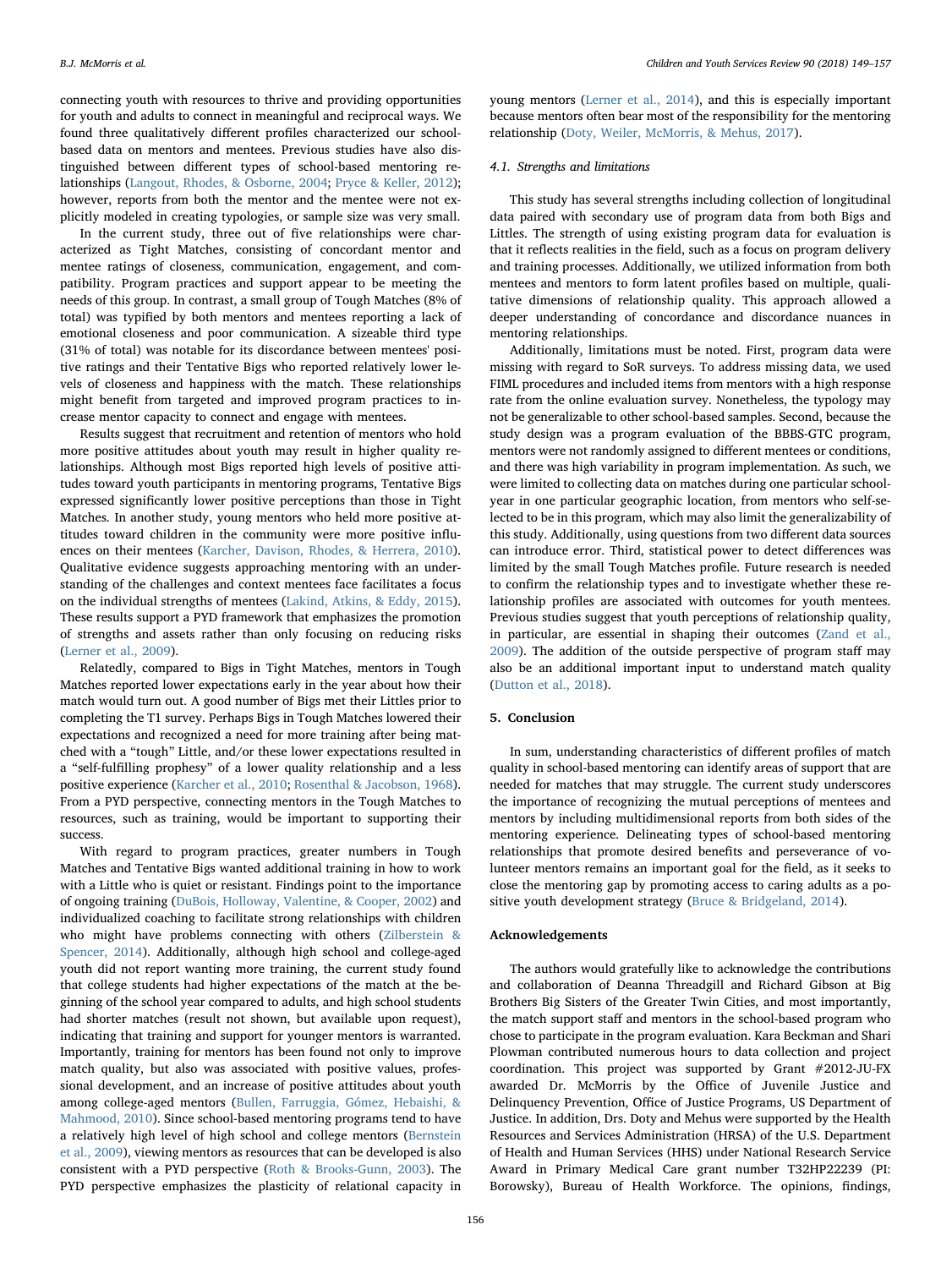connecting youth with resources to thrive and providing opportunities for youth and adults to connect in meaningful and reciprocal ways. We found three qualitatively different profiles characterized our school-based data on mentors and mentees. Previous studies have also distinguished between different types of school-based mentoring relationships (Langout, Rhodes, & Osborne, 2004; Pryce & Keller, 2012); however, reports from both the mentor and the mentee were not explicitly modeled in creating typologies, or sample size was very small.

In the current study, three out of five relationships were characterized as Tight Matches, consisting of concordant mentor and mentee ratings of closeness, communication, engagement, and compatibility. Program practices and support appear to be meeting the needs of this group. In contrast, a small group of Tough Matches (8% of total) was typified by both mentors and mentees reporting a lack of emotional closeness and poor communication. A sizeable third type (31% of total) was notable for its discordance between mentees' positive ratings and their Tentative Bigs who reported relatively lower levels of closeness and happiness with the match. These relationships might benefit from targeted and improved program practices to increase mentor capacity to connect and engage with mentees.

Results suggest that recruitment and retention of mentors who hold more positive attitudes about youth may result in higher quality relationships. Although most Bigs reported high levels of positive attitudes toward youth participants in mentoring programs, Tentative Bigs expressed significantly lower positive perceptions than those in Tight Matches. In another study, young mentors who held more positive attitudes toward children in the community were more positive influences on their mentees (Karcher, Davison, Rhodes, & Herrera, 2010). Qualitative evidence suggests approaching mentoring with an understanding of the challenges and context mentees face facilitates a focus on the individual strengths of mentees (Lakind, Atkins, & Eddy, 2015). These results support a PYD framework that emphasizes the promotion of strengths and assets rather than only focusing on reducing risks (Lerner et al., 2009).

Relatedly, compared to Bigs in Tight Matches, mentors in Tough Matches reported lower expectations early in the year about how their match would turn out. A good number of Bigs met their Littles prior to completing the T1 survey. Perhaps Bigs in Tough Matches lowered their expectations and recognized a need for more training after being matched with a "tough" Little, and/or these lower expectations resulted in a "self-fulfilling prophesy" of a lower quality relationship and a less positive experience (Karcher et al., 2010; Rosenthal & Jacobson, 1968). From a PYD perspective, connecting mentors in the Tough Matches to resources, such as training, would be important to supporting their success.

With regard to program practices, greater numbers in Tough Matches and Tentative Bigs wanted additional training in how to work with a Little who is quiet or resistant. Findings point to the importance of ongoing training (DuBois, Holloway, Valentine, & Cooper, 2002) and individualized coaching to facilitate strong relationships with children who might have problems connecting with others (Zilberstein & Spencer, 2014). Additionally, although high school and college-aged youth did not report wanting more training, the current study found that college students had higher expectations of the match at the beginning of the school year compared to adults, and high school students had shorter matches (result not shown, but available upon request), indicating that training and support for younger mentors is warranted. Importantly, training for mentors has been found not only to improve match quality, but also was associated with positive values, professional development, and an increase of positive attitudes about youth among college-aged mentors (Bullen, Farruggia, Gómez, Hebaishi, & Mahmood, 2010). Since school-based mentoring programs tend to have a relatively high level of high school and college mentors (Bernstein et al., 2009), viewing mentors as resources that can be developed is also consistent with a PYD perspective (Roth & Brooks-Gunn, 2003). The PYD perspective emphasizes the plasticity of relational capacity in young mentors (Lerner et al., 2014), and this is especially important because mentors often bear most of the responsibility for the mentoring relationship (Doty, Weiler, McMorris, & Mehus, 2017).

### 4.1. Strengths and limitations

This study has several strengths including collection of longitudinal data paired with secondary use of program data from both Bigs and Littles. The strength of using existing program data for evaluation is that it reflects realities in the field, such as a focus on program delivery and training processes. Additionally, we utilized information from both mentees and mentors to form latent profiles based on multiple, qualitative dimensions of relationship quality. This approach allowed a deeper understanding of concordance and discordance nuances in mentoring relationships.

Additionally, limitations must be noted. First, program data were missing with regard to SoR surveys. To address missing data, we used FIML procedures and included items from mentors with a high response rate from the online evaluation survey. Nonetheless, the typology may not be generalizable to other school-based samples. Second, because the study design was a program evaluation of the BBBS-GTC program, mentors were not randomly assigned to different mentees or conditions, and there was high variability in program implementation. As such, we were limited to collecting data on matches during one particular school-year in one particular geographic location, from mentors who self-selected to be in this program, which may also limit the generalizability of this study. Additionally, using questions from two different data sources can introduce error. Third, statistical power to detect differences was limited by the small Tough Matches profile. Future research is needed to confirm the relationship types and to investigate whether these relationship profiles are associated with outcomes for youth mentees. Previous studies suggest that youth perceptions of relationship quality, in particular, are essential in shaping their outcomes (Zand et al., 2009). The addition of the outside perspective of program staff may also be an additional important input to understand match quality (Dutton et al., 2018).

## 5. Conclusion

In sum, understanding characteristics of different profiles of match quality in school-based mentoring can identify areas of support that are needed for matches that may struggle. The current study underscores the importance of recognizing the mutual perceptions of mentees and mentors by including multidimensional reports from both sides of the mentoring experience. Delineating types of school-based mentoring relationships that promote desired benefits and perseverance of volunteer mentors remains an important goal for the field, as it seeks to close the mentoring gap by promoting access to caring adults as a positive youth development strategy (Bruce & Bridgeland, 2014).

## Acknowledgements

The authors would gratefully like to acknowledge the contributions and collaboration of Deanna Threadgill and Richard Gibson at Big Brothers Big Sisters of the Greater Twin Cities, and most importantly, the match support staff and mentors in the school-based program who chose to participate in the program evaluation. Kara Beckman and Shari Plowman contributed numerous hours to data collection and project coordination. This project was supported by Grant #2012-JU-FX awarded Dr. McMorris by the Office of Juvenile Justice and Delinquency Prevention, Office of Justice Programs, US Department of Justice. In addition, Drs. Doty and Mehus were supported by the Health Resources and Services Administration (HRSA) of the U.S. Department of Health and Human Services (HHS) under National Research Service Award in Primary Medical Care grant number T32HP22239 (PI: Borowsky), Bureau of Health Workforce. The opinions, findings,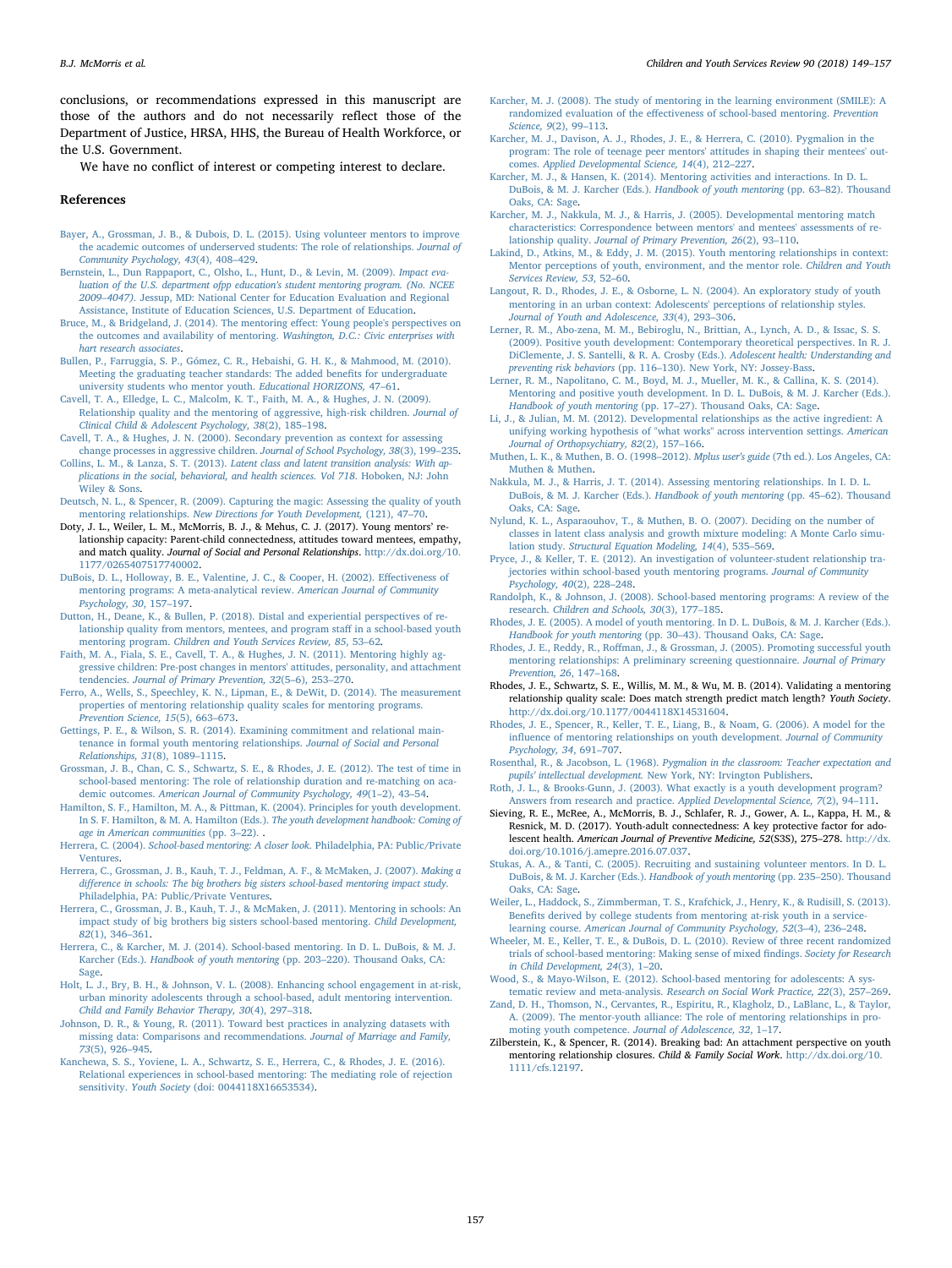conclusions, or recommendations expressed in this manuscript are those of the authors and do not necessarily reflect those of the Department of Justice, HRSA, HHS, the Bureau of Health Workforce, or the U.S. Government.

We have no conflict of interest or competing interest to declare.

## References

Bayer, A., Grossman, J. B., & Dubois, D. L. (2015). Using volunteer mentors to improve the academic outcomes of underserved students: The role of relationships. *Journal of Community Psychology, 43*(4), 408–429.

Bernstein, L., Dun Rappaport, C., Olsho, L., Hunt, D., & Levin, M. (2009). *Impact evaluation of the U.S. department ofpp education's student mentoring program. (No. NCEE 2009–4047).* Jessup, MD: National Center for Education Evaluation and Regional Assistance, Institute of Education Sciences, U.S. Department of Education.

Bruce, M., & Bridgeland, J. (2014). The mentoring effect: Young people's perspectives on the outcomes and availability of mentoring. *Washington, D.C.: Civic enterprises with hart research associates*.

Bullen, P., Farruggia, S. P., Gómez, C. R., Hebaishi, G. H. K., & Mahmood, M. (2010). Meeting the graduating teacher standards: The added benefits for undergraduate university students who mentor youth. *Educational HORIZONS*, 47–61.

Cavell, T. A., Elledge, L. C., Malcolm, K. T., Faith, M. A., & Hughes, J. N. (2009). Relationship quality and the mentoring of aggressive, high-risk children. *Journal of Clinical Child & Adolescent Psychology, 38*(2), 185–198.

Cavell, T. A., & Hughes, J. N. (2000). Secondary prevention as context for assessing change processes in aggressive children. *Journal of School Psychology, 38*(3), 199–235.

Collins, L. M., & Lanza, S. T. (2013). *Latent class and latent transition analysis: With applications in the social, behavioral, and health sciences. Vol 718.* Hoboken, NJ: John Wiley & Sons.

Deutsch, N. L., & Spencer, R. (2009). Capturing the magic: Assessing the quality of youth mentoring relationships. *New Directions for Youth Development,* (121), 47–70.

Doty, J. L., Weiler, L. M., McMorris, B. J., & Mehus, C. J. (2017). Young mentors' relationship capacity: Parent-child connectedness, attitudes toward mentees, empathy, and match quality. *Journal of Social and Personal Relationships*. http://dx.doi.org/10.1177/0265407517740002.

DuBois, D. L., Holloway, B. E., Valentine, J. C., & Cooper, H. (2002). Effectiveness of mentoring programs: A meta-analytical review. *American Journal of Community Psychology, 30,* 157–197.

Dutton, H., Deane, K., & Bullen, P. (2018). Distal and experiential perspectives of relationship quality from mentors, mentees, and program staff in a school-based youth mentoring program. *Children and Youth Services Review, 85,* 53–62.

Faith, M. A., Fiala, S. E., Cavell, T. A., & Hughes, J. N. (2011). Mentoring highly aggressive children: Pre-post changes in mentors' attitudes, personality, and attachment tendencies. *Journal of Primary Prevention, 32*(5–6), 253–270.

Ferro, A., Wells, S., Speechley, K. N., Lipman, E., & DeWit, D. (2014). The measurement properties of mentoring relationship quality scales for mentoring programs. *Prevention Science, 15*(5), 663–673.

Gettings, P. E., & Wilson, S. R. (2014). Examining commitment and relational maintenance in formal youth mentoring relationships. *Journal of Social and Personal Relationships, 31*(8), 1089–1115.

Grossman, J. B., Chan, C. S., Schwartz, S. E., & Rhodes, J. E. (2012). The test of time in school-based mentoring: The role of relationship duration and re-matching on academic outcomes. *American Journal of Community Psychology, 49*(1–2), 43–54.

Hamilton, S. F., Hamilton, M. A., & Pittman, K. (2004). Principles for youth development. In S. F. Hamilton, & M. A. Hamilton (Eds.). *The youth development handbook: Coming of age in American communities* (pp. 3–22). .

Herrera, C. (2004). *School-based mentoring: A closer look.* Philadelphia, PA: Public/Private Ventures.

Herrera, C., Grossman, J. B., Kauh, T. J., Feldman, A. F., & McMaken, J. (2007). *Making a difference in schools: The big brothers big sisters school-based mentoring impact study.* Philadelphia, PA: Public/Private Ventures.

Herrera, C., Grossman, J. B., Kauh, T. J., & McMaken, J. (2011). Mentoring in schools: An impact study of big brothers big sisters school-based mentoring. *Child Development, 82*(1), 346–361.

Herrera, C., & Karcher, M. J. (2014). School-based mentoring. In D. L. DuBois, & M. J. Karcher (Eds.). *Handbook of youth mentoring* (pp. 203–220). Thousand Oaks, CA: Sage.

Holt, L. J., Bry, B. H., & Johnson, V. L. (2008). Enhancing school engagement in at-risk, urban minority adolescents through a school-based, adult mentoring intervention. *Child and Family Behavior Therapy, 30*(4), 297–318.

Johnson, D. R., & Young, R. (2011). Toward best practices in analyzing datasets with missing data: Comparisons and recommendations. *Journal of Marriage and Family, 73*(5), 926–945.

Kanchewa, S. S., Yoviene, L. A., Schwartz, S. E., Herrera, C., & Rhodes, J. E. (2016). Relational experiences in school-based mentoring: The mediating role of rejection sensitivity. *Youth Society* (doi: 0044118X16653534).

Karcher, M. J. (2008). The study of mentoring in the learning environment (SMILE): A randomized evaluation of the effectiveness of school-based mentoring. *Prevention Science, 9*(2), 99–113.

Karcher, M. J., Davison, A. J., Rhodes, J. E., & Herrera, C. (2010). Pygmalion in the program: The role of teenage peer mentors' attitudes in shaping their mentees' outcomes. *Applied Developmental Science, 14*(4), 212–227.

Karcher, M. J., & Hansen, K. (2014). Mentoring activities and interactions. In D. L. DuBois, & M. J. Karcher (Eds.). *Handbook of youth mentoring* (pp. 63–82). Thousand Oaks, CA: Sage.

Karcher, M. J., Nakkula, M. J., & Harris, J. (2005). Developmental mentoring match characteristics: Correspondence between mentors' and mentees' assessments of relationship quality. *Journal of Primary Prevention, 26*(2), 93–110.

Lakind, D., Atkins, M., & Eddy, J. M. (2015). Youth mentoring relationships in context: Mentor perceptions of youth, environment, and the mentor role. *Children and Youth Services Review, 53,* 52–60.

Langout, R. D., Rhodes, J. E., & Osborne, L. N. (2004). An exploratory study of youth mentoring in an urban context: Adolescents' perceptions of relationship styles. *Journal of Youth and Adolescence, 33*(4), 293–306.

Lerner, R. M., Abo-zena, M. M., Bebiroglu, N., Brittian, A., Lynch, A. D., & Issac, S. S. (2009). Positive youth development: Contemporary theoretical perspectives. In R. J. DiClemente, J. S. Santelli, & R. A. Crosby (Eds.). *Adolescent health: Understanding and preventing risk behaviors* (pp. 116–130). New York, NY: Jossey-Bass.

Lerner, R. M., Napolitano, C. M., Boyd, M. J., Mueller, M. K., & Callina, K. S. (2014). Mentoring and positive youth development. In D. L. DuBois, & M. J. Karcher (Eds.). *Handbook of youth mentoring* (pp. 17–27). Thousand Oaks, CA: Sage.

Li, J., & Julian, M. M. (2012). Developmental relationships as the active ingredient: A unifying working hypothesis of "what works" across intervention settings. *American Journal of Orthopsychiatry, 82*(2), 157–166.

Muthen, L. K., & Muthen, B. O. (1998–2012). *Mplus user's guide* (7th ed.). Los Angeles, CA: Muthen & Muthen.

Nakkula, M. J., & Harris, J. T. (2014). Assessing mentoring relationships. In I. D. L. DuBois, & M. J. Karcher (Eds.). *Handbook of youth mentoring* (pp. 45–62). Thousand Oaks, CA: Sage.

Nylund, K. L., Asparaouhov, T., & Muthen, B. O. (2007). Deciding on the number of classes in latent class analysis and growth mixture modeling: A Monte Carlo simulation study. *Structural Equation Modeling, 14*(4), 535–569.

Pryce, J., & Keller, T. E. (2012). An investigation of volunteer-student relationship trajectories within school-based youth mentoring programs. *Journal of Community Psychology, 40*(2), 228–248.

Randolph, K., & Johnson, J. (2008). School-based mentoring programs: A review of the research. *Children and Schools, 30*(3), 177–185.

Rhodes, J. E. (2005). A model of youth mentoring. In D. L. DuBois, & M. J. Karcher (Eds.). *Handbook for youth mentoring* (pp. 30–43). Thousand Oaks, CA: Sage.

Rhodes, J. E., Reddy, R., Roffman, J., & Grossman, J. (2005). Promoting successful youth mentoring relationships: A preliminary screening questionnaire. *Journal of Primary Prevention, 26,* 147–168.

Rhodes, J. E., Schwartz, S. E., Willis, M. M., & Wu, M. B. (2014). Validating a mentoring relationship quality scale: Does match strength predict match length? *Youth Society*. http://dx.doi.org/10.1177/0044118X14531604.

Rhodes, J. E., Spencer, R., Keller, T. E., Liang, B., & Noam, G. (2006). A model for the influence of mentoring relationships on youth development. *Journal of Community Psychology, 34,* 691–707.

Rosenthal, R., & Jacobson, L. (1968). *Pygmalion in the classroom: Teacher expectation and pupils' intellectual development.* New York, NY: Irvington Publishers.

Roth, J. L., & Brooks-Gunn, J. (2003). What exactly is a youth development program? Answers from research and practice. *Applied Developmental Science, 7*(2), 94–111.

Sieving, R. E., McRee, A., McMorris, B. J., Schlafer, R. J., Gower, A. L., Kappa, H. M., & Resnick, M. D. (2017). Youth-adult connectedness: A key protective factor for adolescent health. *American Journal of Preventive Medicine, 52*(S3S), 275–278. http://dx.doi.org/10.1016/j.amepre.2016.07.037.

Stukas, A. A., & Tanti, C. (2005). Recruiting and sustaining volunteer mentors. In D. L. DuBois, & M. J. Karcher (Eds.). *Handbook of youth mentoring* (pp. 235–250). Thousand Oaks, CA: Sage.

Weiler, L., Haddock, S., Zimmerman, T. S., Krafchick, J., Henry, K., & Rudisill, S. (2013). Benefits derived by college students from mentoring at-risk youth in a service-learning course. *American Journal of Community Psychology, 52*(3–4), 236–248.

Wheeler, M. E., Keller, T. E., & DuBois, D. L. (2010). Review of three recent randomized trials of school-based mentoring: Making sense of mixed findings. *Society for Research in Child Development, 24*(3), 1–20.

Wood, S., & Mayo-Wilson, E. (2012). School-based mentoring for adolescents: A systematic review and meta-analysis. *Research on Social Work Practice, 22*(3), 257–269.

Zand, D. H., Thomson, N., Cervantes, R., Espiritu, R., Klagholz, D., LaBlanc, L., & Taylor, A. (2009). The mentor-youth alliance: The role of mentoring relationships in promoting youth competence. *Journal of Adolescence, 32,* 1–17.

Zilberstein, K., & Spencer, R. (2014). Breaking bad: An attachment perspective on youth mentoring relationship closures. *Child & Family Social Work*. http://dx.doi.org/10.1111/cfs.12197.